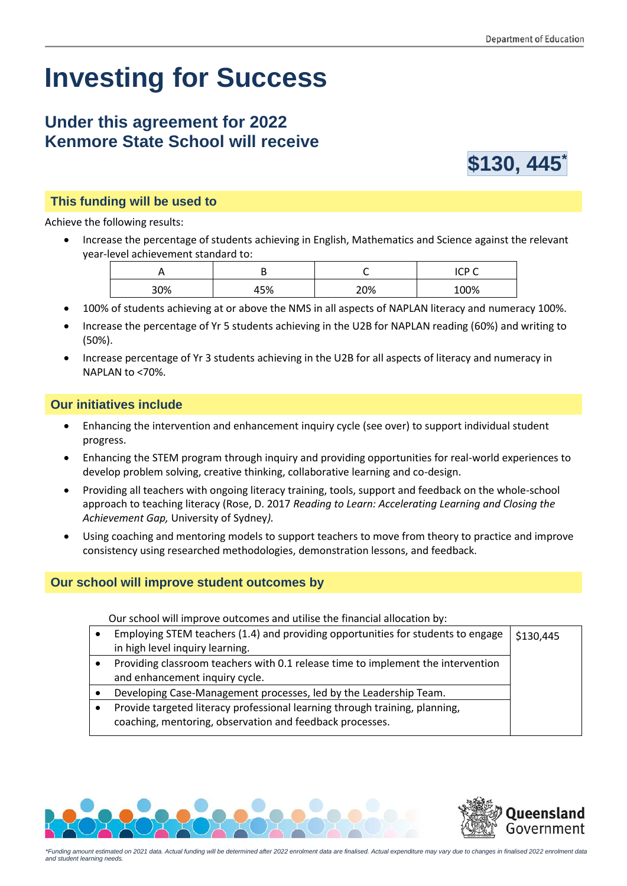# Investing for Success

## Under this agreement for 2022 Kenmore State School will receive

**$130, 445***

### This funding will be used to

Achieve the following results:

- Increase the percentage of students achieving in English, Mathematics and Science against the relevant year-level achievement standard to:

| A | B | C | ICP C |
|---|---|---|---|
| 30% | 45% | 20% | 100% |

- 100% of students achieving at or above the NMS in all aspects of NAPLAN literacy and numeracy 100%.
- Increase the percentage of Yr 5 students achieving in the U2B for NAPLAN reading (60%) and writing to (50%).
- Increase percentage of Yr 3 students achieving in the U2B for all aspects of literacy and numeracy in NAPLAN to <70%.

### Our initiatives include

- Enhancing the intervention and enhancement inquiry cycle (see over) to support individual student progress.
- Enhancing the STEM program through inquiry and providing opportunities for real-world experiences to develop problem solving, creative thinking, collaborative learning and co-design.
- Providing all teachers with ongoing literacy training, tools, support and feedback on the whole-school approach to teaching literacy (Rose, D. 2017 *Reading to Learn: Accelerating Learning and Closing the Achievement Gap,* University of Sydney*).*
- Using coaching and mentoring models to support teachers to move from theory to practice and improve consistency using researched methodologies, demonstration lessons, and feedback.

### Our school will improve student outcomes by

Our school will improve outcomes and utilise the financial allocation by:

| | |
|---|---|
| • Employing STEM teachers (1.4) and providing opportunities for students to engage in high level inquiry learning. | $130,445 |
| • Providing classroom teachers with 0.1 release time to implement the intervention and enhancement inquiry cycle. | |
| • Developing Case-Management processes, led by the Leadership Team. | |
| • Provide targeted literacy professional learning through training, planning, coaching, mentoring, observation and feedback processes. | |

*\*Funding amount estimated on 2021 data. Actual funding will be determined after 2022 enrolment data are finalised. Actual expenditure may vary due to changes in finalised 2022 enrolment data and student learning needs.*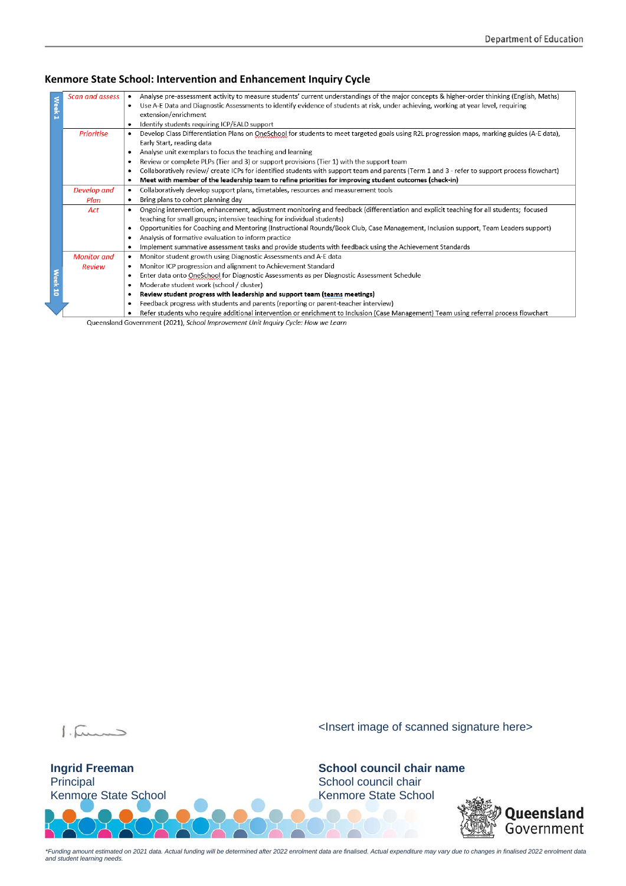## Kenmore State School: Intervention and Enhancement Inquiry Cycle

| | | |
|---|---|---|
| Week 1 | *Scan and assess* | • Analyse pre-assessment activity to measure students' current understandings of the major concepts & higher-order thinking (English, Maths)<br>• Use A-E Data and Diagnostic Assessments to identify evidence of students at risk, under achieving, working at year level, requiring extension/enrichment<br>• Identify students requiring ICP/EALD support |
| | *Prioritise* | • Develop Class Differentiation Plans on OneSchool for students to meet targeted goals using R2L progression maps, marking guides (A-E data), Early Start, reading data<br>• Analyse unit exemplars to focus the teaching and learning<br>• Review or complete PLPs (Tier and 3) or support provisions (Tier 1) with the support team<br>• Collaboratively review/ create ICPs for identified students with support team and parents (Term 1 and 3 - refer to support process flowchart)<br>• **Meet with member of the leadership team to refine priorities for improving student outcomes (check-in)** |
| | *Develop and Plan* | • Collaboratively develop support plans, timetables, resources and measurement tools<br>• Bring plans to cohort planning day |
| | *Act* | • Ongoing intervention, enhancement, adjustment monitoring and feedback (differentiation and explicit teaching for all students; focused teaching for small groups; intensive teaching for individual students)<br>• Opportunities for Coaching and Mentoring (Instructional Rounds/Book Club, Case Management, Inclusion support, Team Leaders support)<br>• Analysis of formative evaluation to inform practice<br>• Implement summative assessment tasks and provide students with feedback using the Achievement Standards |
| Week 10 | *Monitor and Review* | • Monitor student growth using Diagnostic Assessments and A-E data<br>• Monitor ICP progression and alignment to Achievement Standard<br>• Enter data onto OneSchool for Diagnostic Assessments as per Diagnostic Assessment Schedule<br>• Moderate student work (school / cluster)<br>• **Review student progress with leadership and support team (teams meetings)**<br>• Feedback progress with students and parents (reporting or parent-teacher interview)<br>• Refer students who require additional intervention or enrichment to Inclusion (Case Management) Team using referral process flowchart |

Queensland Government (2021), *School Improvement Unit Inquiry Cycle: How we Learn*

<Insert image of scanned signature here>

**Ingrid Freeman**
Principal
Kenmore State School

**School council chair name**
School council chair
Kenmore State School

*\*Funding amount estimated on 2021 data. Actual funding will be determined after 2022 enrolment data are finalised. Actual expenditure may vary due to changes in finalised 2022 enrolment data and student learning needs.*